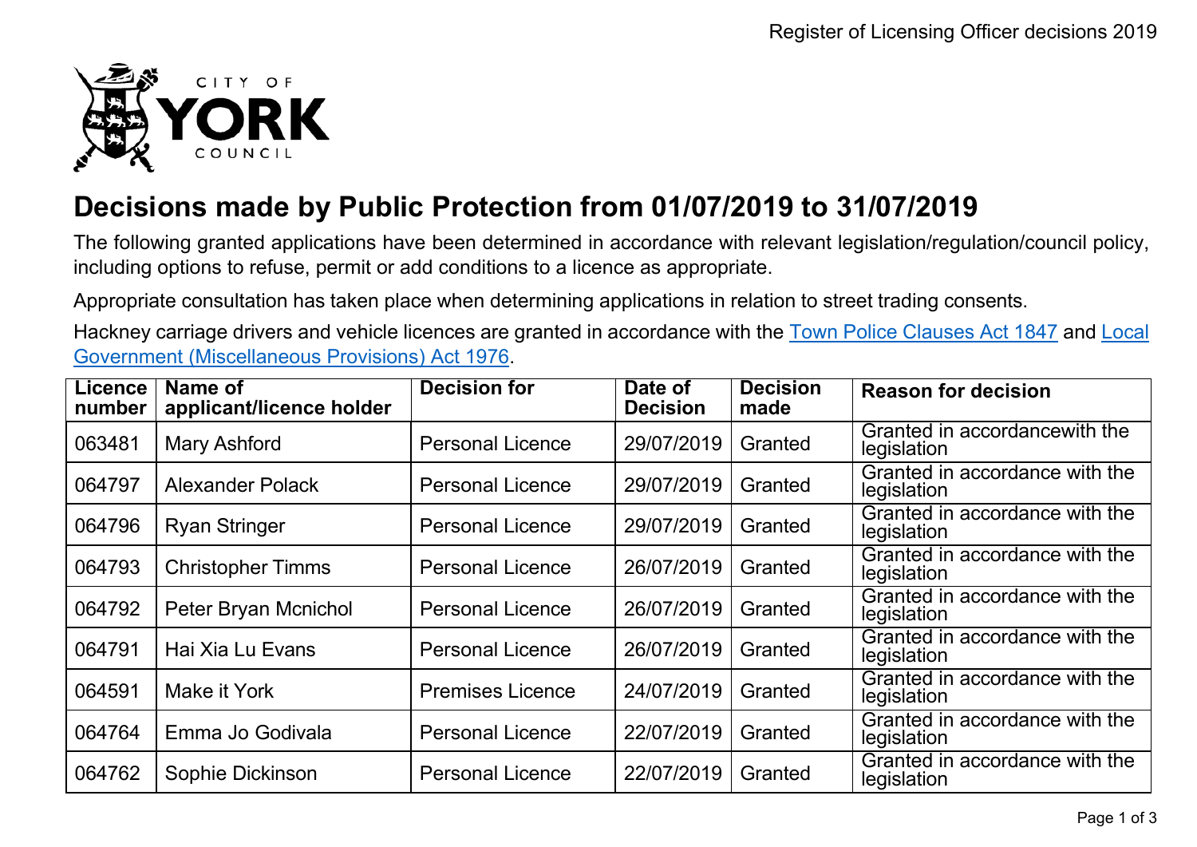# Decisions made by Public Protection from 01/07/2019 to 31/07/2019

The following granted applications have been determined in accordance with relevant legislation/regulation/council policy, including options to refuse, permit or add conditions to a licence as appropriate.

Appropriate consultation has taken place when determining applications in relation to street trading consents.

Hackney carriage drivers and vehicle licences are granted in accordance with the Town Police Clauses Act 1847 and Local Government (Miscellaneous Provisions) Act 1976.

| Licence number | Name of applicant/licence holder | Decision for | Date of Decision | Decision made | Reason for decision |
|---|---|---|---|---|---|
| 063481 | Mary Ashford | Personal Licence | 29/07/2019 | Granted | Granted in accordancewith the legislation |
| 064797 | Alexander Polack | Personal Licence | 29/07/2019 | Granted | Granted in accordance with the legislation |
| 064796 | Ryan Stringer | Personal Licence | 29/07/2019 | Granted | Granted in accordance with the legislation |
| 064793 | Christopher Timms | Personal Licence | 26/07/2019 | Granted | Granted in accordance with the legislation |
| 064792 | Peter Bryan Mcnichol | Personal Licence | 26/07/2019 | Granted | Granted in accordance with the legislation |
| 064791 | Hai Xia Lu Evans | Personal Licence | 26/07/2019 | Granted | Granted in accordance with the legislation |
| 064591 | Make it York | Premises Licence | 24/07/2019 | Granted | Granted in accordance with the legislation |
| 064764 | Emma Jo Godivala | Personal Licence | 22/07/2019 | Granted | Granted in accordance with the legislation |
| 064762 | Sophie Dickinson | Personal Licence | 22/07/2019 | Granted | Granted in accordance with the legislation |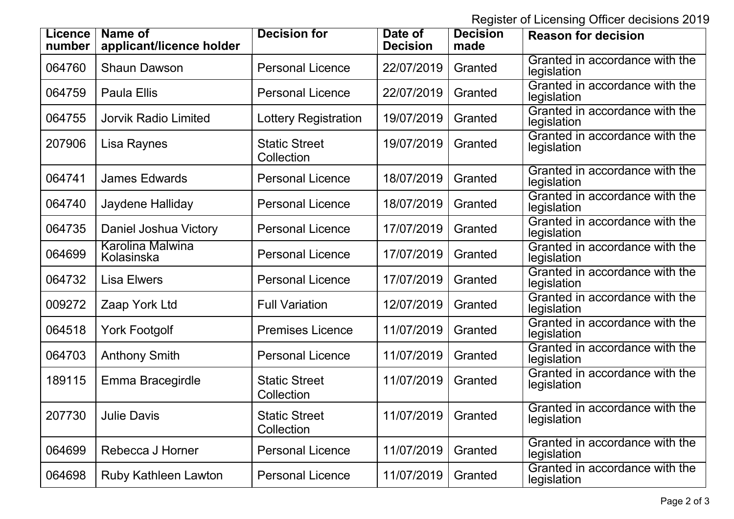Register of Licensing Officer decisions 2019

| Licence number | Name of applicant/licence holder | Decision for | Date of Decision | Decision made | Reason for decision |
|---|---|---|---|---|---|
| 064760 | Shaun Dawson | Personal Licence | 22/07/2019 | Granted | Granted in accordance with the legislation |
| 064759 | Paula Ellis | Personal Licence | 22/07/2019 | Granted | Granted in accordance with the legislation |
| 064755 | Jorvik Radio Limited | Lottery Registration | 19/07/2019 | Granted | Granted in accordance with the legislation |
| 207906 | Lisa Raynes | Static Street Collection | 19/07/2019 | Granted | Granted in accordance with the legislation |
| 064741 | James Edwards | Personal Licence | 18/07/2019 | Granted | Granted in accordance with the legislation |
| 064740 | Jaydene Halliday | Personal Licence | 18/07/2019 | Granted | Granted in accordance with the legislation |
| 064735 | Daniel Joshua Victory | Personal Licence | 17/07/2019 | Granted | Granted in accordance with the legislation |
| 064699 | Karolina Malwina Kolasinska | Personal Licence | 17/07/2019 | Granted | Granted in accordance with the legislation |
| 064732 | Lisa Elwers | Personal Licence | 17/07/2019 | Granted | Granted in accordance with the legislation |
| 009272 | Zaap York Ltd | Full Variation | 12/07/2019 | Granted | Granted in accordance with the legislation |
| 064518 | York Footgolf | Premises Licence | 11/07/2019 | Granted | Granted in accordance with the legislation |
| 064703 | Anthony Smith | Personal Licence | 11/07/2019 | Granted | Granted in accordance with the legislation |
| 189115 | Emma Bracegirdle | Static Street Collection | 11/07/2019 | Granted | Granted in accordance with the legislation |
| 207730 | Julie Davis | Static Street Collection | 11/07/2019 | Granted | Granted in accordance with the legislation |
| 064699 | Rebecca J Horner | Personal Licence | 11/07/2019 | Granted | Granted in accordance with the legislation |
| 064698 | Ruby Kathleen Lawton | Personal Licence | 11/07/2019 | Granted | Granted in accordance with the legislation |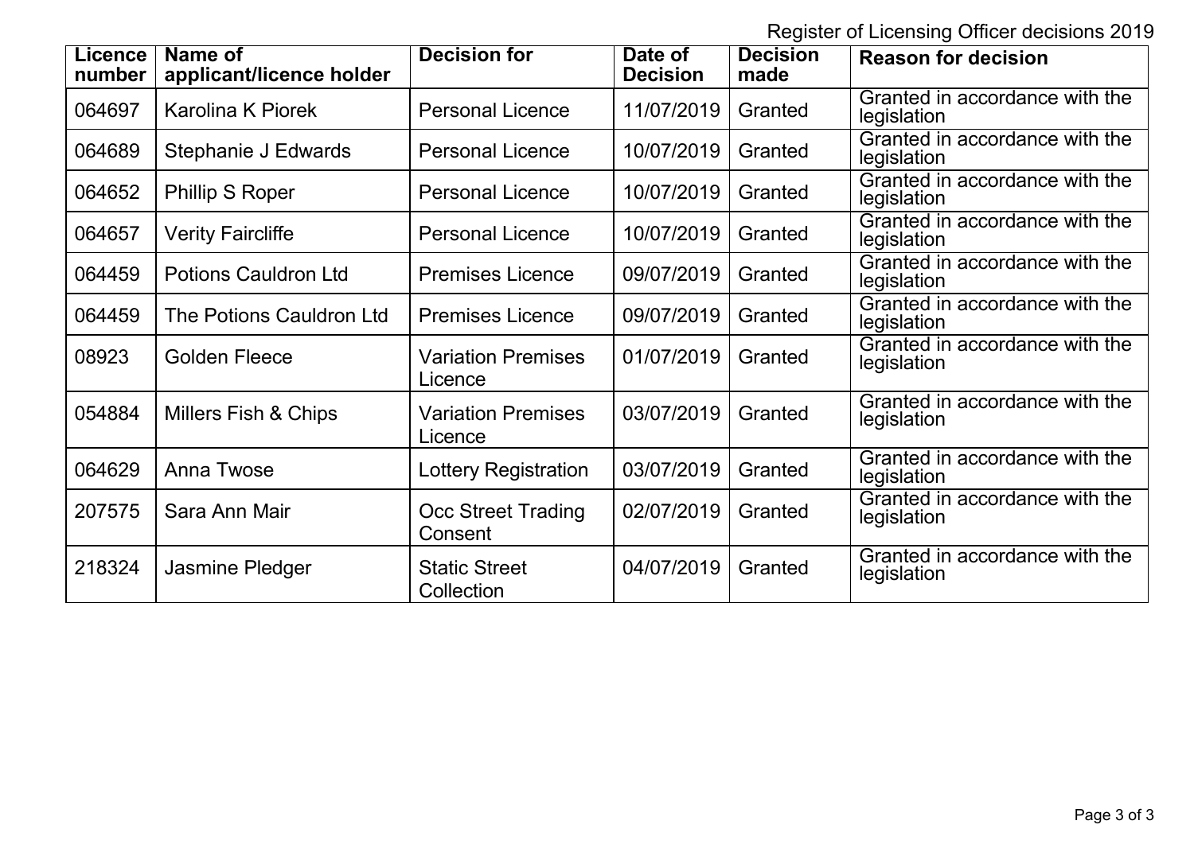Register of Licensing Officer decisions 2019

| Licence number | Name of applicant/licence holder | Decision for | Date of Decision | Decision made | Reason for decision |
|---|---|---|---|---|---|
| 064697 | Karolina K Piorek | Personal Licence | 11/07/2019 | Granted | Granted in accordance with the legislation |
| 064689 | Stephanie J Edwards | Personal Licence | 10/07/2019 | Granted | Granted in accordance with the legislation |
| 064652 | Phillip S Roper | Personal Licence | 10/07/2019 | Granted | Granted in accordance with the legislation |
| 064657 | Verity Faircliffe | Personal Licence | 10/07/2019 | Granted | Granted in accordance with the legislation |
| 064459 | Potions Cauldron Ltd | Premises Licence | 09/07/2019 | Granted | Granted in accordance with the legislation |
| 064459 | The Potions Cauldron Ltd | Premises Licence | 09/07/2019 | Granted | Granted in accordance with the legislation |
| 08923 | Golden Fleece | Variation Premises Licence | 01/07/2019 | Granted | Granted in accordance with the legislation |
| 054884 | Millers Fish & Chips | Variation Premises Licence | 03/07/2019 | Granted | Granted in accordance with the legislation |
| 064629 | Anna Twose | Lottery Registration | 03/07/2019 | Granted | Granted in accordance with the legislation |
| 207575 | Sara Ann Mair | Occ Street Trading Consent | 02/07/2019 | Granted | Granted in accordance with the legislation |
| 218324 | Jasmine Pledger | Static Street Collection | 04/07/2019 | Granted | Granted in accordance with the legislation |